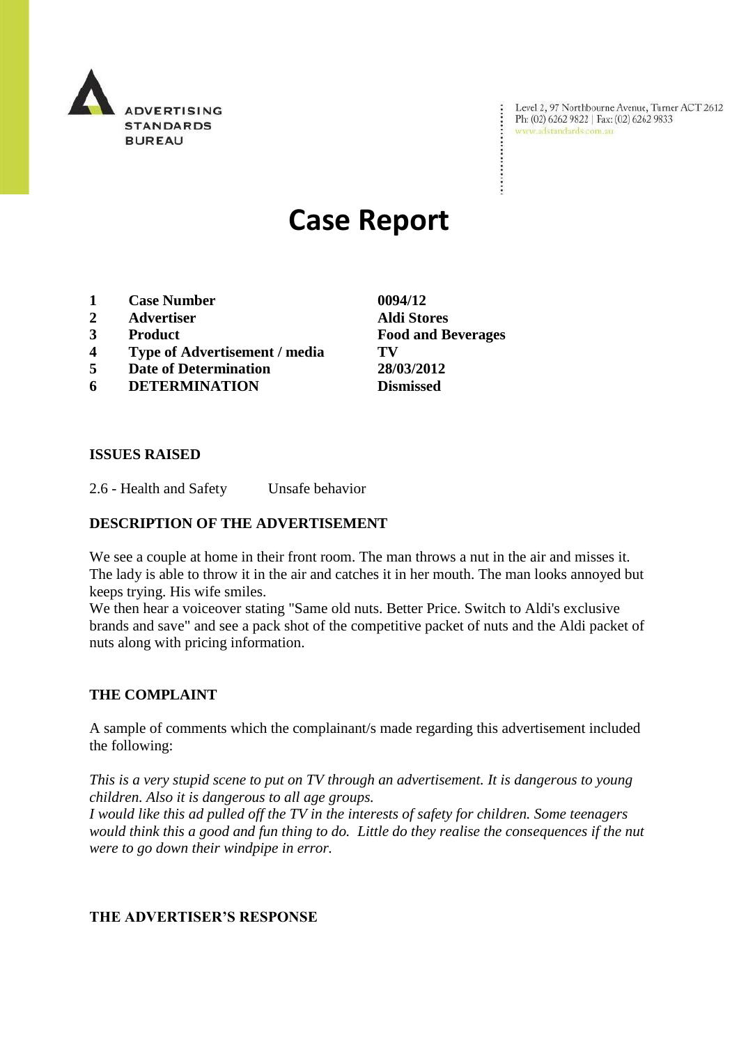ADVERTISING STANDARDS BUREAU

Level 2, 97 Northbourne Avenue, Turner ACT 2612
Ph: (02) 6262 9822 | Fax: (02) 6262 9833
www.adstandards.com.au

# Case Report

| | | |
|---|---|---|
| **1** | **Case Number** | **0094/12** |
| **2** | **Advertiser** | **Aldi Stores** |
| **3** | **Product** | **Food and Beverages** |
| **4** | **Type of Advertisement / media** | **TV** |
| **5** | **Date of Determination** | **28/03/2012** |
| **6** | **DETERMINATION** | **Dismissed** |

**ISSUES RAISED**

2.6 - Health and Safety Unsafe behavior

**DESCRIPTION OF THE ADVERTISEMENT**

We see a couple at home in their front room. The man throws a nut in the air and misses it. The lady is able to throw it in the air and catches it in her mouth. The man looks annoyed but keeps trying. His wife smiles.
We then hear a voiceover stating "Same old nuts. Better Price. Switch to Aldi's exclusive brands and save" and see a pack shot of the competitive packet of nuts and the Aldi packet of nuts along with pricing information.

**THE COMPLAINT**

A sample of comments which the complainant/s made regarding this advertisement included the following:

*This is a very stupid scene to put on TV through an advertisement. It is dangerous to young children. Also it is dangerous to all age groups.*
*I would like this ad pulled off the TV in the interests of safety for children. Some teenagers would think this a good and fun thing to do. Little do they realise the consequences if the nut were to go down their windpipe in error.*

**THE ADVERTISER'S RESPONSE**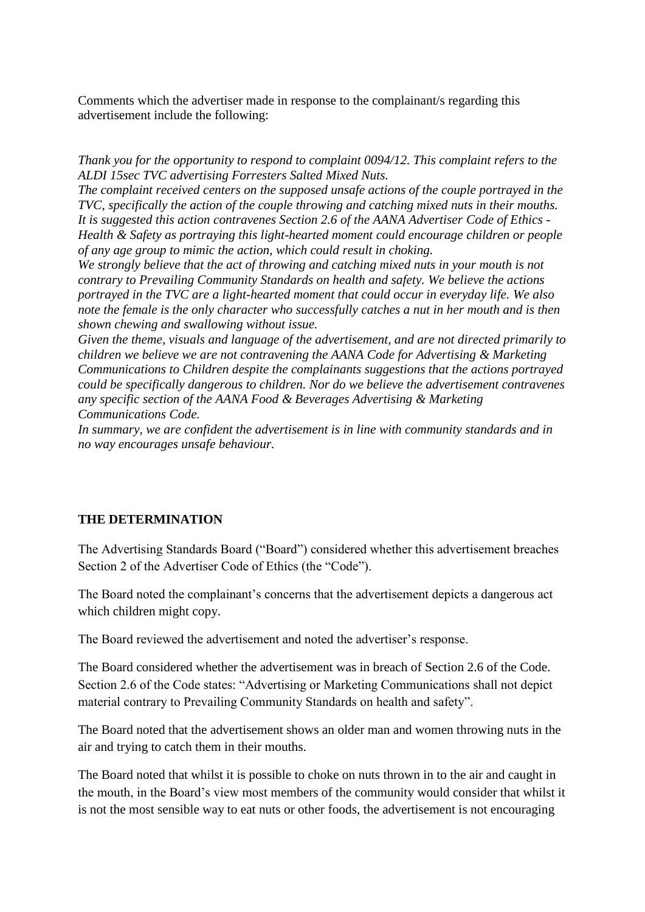Comments which the advertiser made in response to the complainant/s regarding this advertisement include the following:

*Thank you for the opportunity to respond to complaint 0094/12. This complaint refers to the ALDI 15sec TVC advertising Forresters Salted Mixed Nuts.*
*The complaint received centers on the supposed unsafe actions of the couple portrayed in the TVC, specifically the action of the couple throwing and catching mixed nuts in their mouths. It is suggested this action contravenes Section 2.6 of the AANA Advertiser Code of Ethics - Health & Safety as portraying this light-hearted moment could encourage children or people of any age group to mimic the action, which could result in choking.*
*We strongly believe that the act of throwing and catching mixed nuts in your mouth is not contrary to Prevailing Community Standards on health and safety. We believe the actions portrayed in the TVC are a light-hearted moment that could occur in everyday life. We also note the female is the only character who successfully catches a nut in her mouth and is then shown chewing and swallowing without issue.*
*Given the theme, visuals and language of the advertisement, and are not directed primarily to children we believe we are not contravening the AANA Code for Advertising & Marketing Communications to Children despite the complainants suggestions that the actions portrayed could be specifically dangerous to children. Nor do we believe the advertisement contravenes any specific section of the AANA Food & Beverages Advertising & Marketing Communications Code.*
*In summary, we are confident the advertisement is in line with community standards and in no way encourages unsafe behaviour.*

**THE DETERMINATION**

The Advertising Standards Board ("Board") considered whether this advertisement breaches Section 2 of the Advertiser Code of Ethics (the "Code").

The Board noted the complainant's concerns that the advertisement depicts a dangerous act which children might copy.

The Board reviewed the advertisement and noted the advertiser's response.

The Board considered whether the advertisement was in breach of Section 2.6 of the Code. Section 2.6 of the Code states: "Advertising or Marketing Communications shall not depict material contrary to Prevailing Community Standards on health and safety".

The Board noted that the advertisement shows an older man and women throwing nuts in the air and trying to catch them in their mouths.

The Board noted that whilst it is possible to choke on nuts thrown in to the air and caught in the mouth, in the Board's view most members of the community would consider that whilst it is not the most sensible way to eat nuts or other foods, the advertisement is not encouraging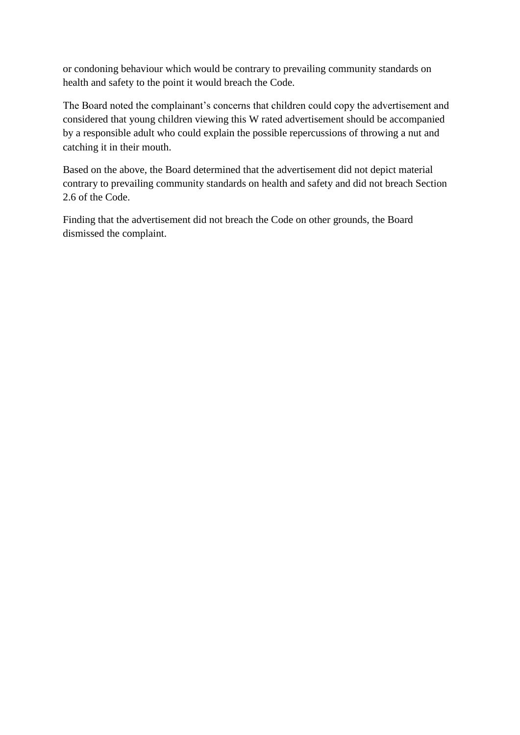or condoning behaviour which would be contrary to prevailing community standards on health and safety to the point it would breach the Code.

The Board noted the complainant's concerns that children could copy the advertisement and considered that young children viewing this W rated advertisement should be accompanied by a responsible adult who could explain the possible repercussions of throwing a nut and catching it in their mouth.

Based on the above, the Board determined that the advertisement did not depict material contrary to prevailing community standards on health and safety and did not breach Section 2.6 of the Code.

Finding that the advertisement did not breach the Code on other grounds, the Board dismissed the complaint.